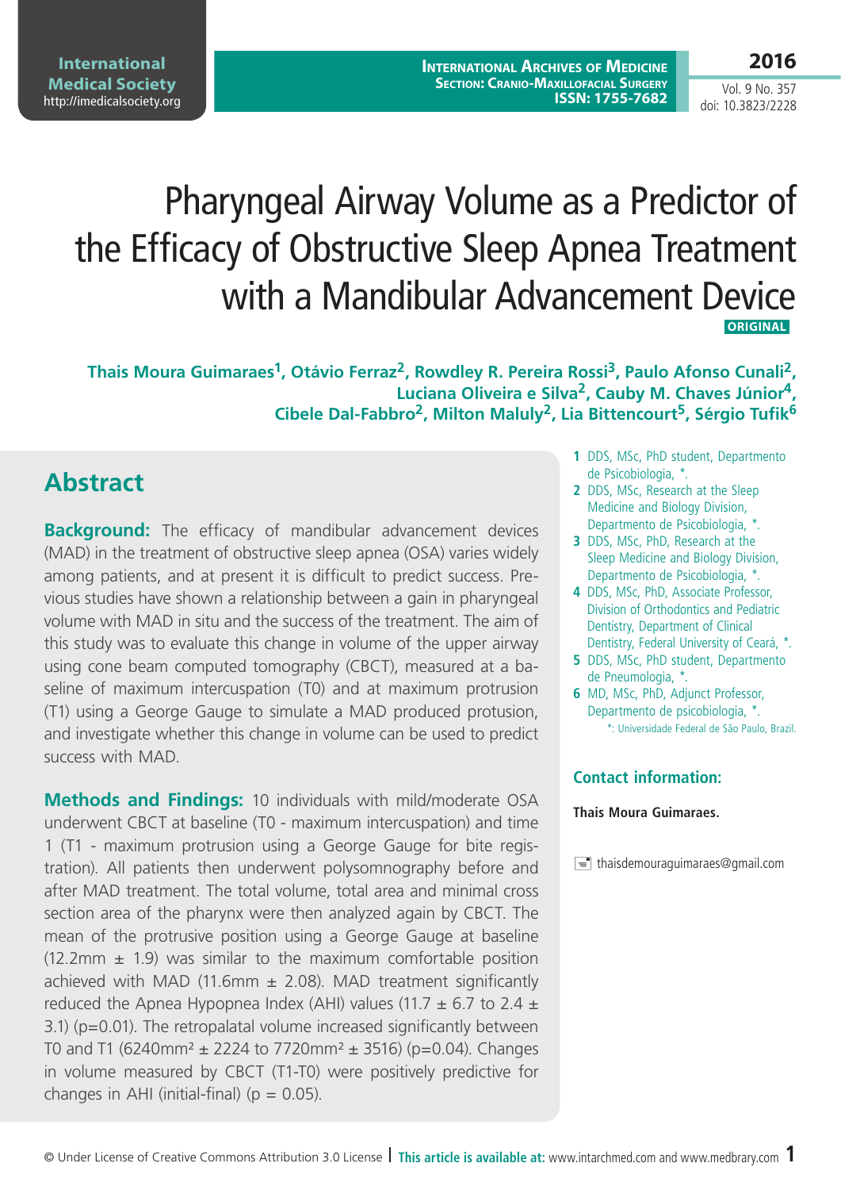# Pharyngeal Airway Volume as a Predictor of the Efficacy of Obstructive Sleep Apnea Treatment with a Mandibular Advancement Device

**ORIGINAL**

**Thais Moura Guimaraes[1], Otávio Ferraz[2], Rowdley R. Pereira Rossi[3], Paulo Afonso Cunali[2], Luciana Oliveira e Silva[2], Cauby M. Chaves Júnior[4], Cibele Dal-Fabbro[2], Milton Maluly[2], Lia Bittencourt[5], Sérgio Tufik[6]**

1 DDS, MSc, PhD student, Departmento de Psicobiologia, *.

2 DDS, MSc, Research at the Sleep Medicine and Biology Division, Departmento de Psicobiologia, *.

3 DDS, MSc, PhD, Research at the Sleep Medicine and Biology Division, Departmento de Psicobiologia, *.

4 DDS, MSc, PhD, Associate Professor, Division of Orthodontics and Pediatric Dentistry, Department of Clinical Dentistry, Federal University of Ceará, *.

5 DDS, MSc, PhD student, Departmento de Pneumologia, *.

6 MD, MSc, PhD, Adjunct Professor, Departmento de psicobiologia, *.

*: Universidade Federal de São Paulo, Brazil.

**Contact information:**

**Thais Moura Guimaraes.**

thaisdemouraguimaraes@gmail.com

## Abstract

**Background:** The efficacy of mandibular advancement devices (MAD) in the treatment of obstructive sleep apnea (OSA) varies widely among patients, and at present it is difficult to predict success. Previous studies have shown a relationship between a gain in pharyngeal volume with MAD in situ and the success of the treatment. The aim of this study was to evaluate this change in volume of the upper airway using cone beam computed tomography (CBCT), measured at a baseline of maximum intercuspation (T0) and at maximum protrusion (T1) using a George Gauge to simulate a MAD produced protusion, and investigate whether this change in volume can be used to predict success with MAD.

**Methods and Findings:** 10 individuals with mild/moderate OSA underwent CBCT at baseline (T0 - maximum intercuspation) and time 1 (T1 - maximum protrusion using a George Gauge for bite registration). All patients then underwent polysomnography before and after MAD treatment. The total volume, total area and minimal cross section area of the pharynx were then analyzed again by CBCT. The mean of the protrusive position using a George Gauge at baseline (12.2mm ± 1.9) was similar to the maximum comfortable position achieved with MAD (11.6mm ± 2.08). MAD treatment significantly reduced the Apnea Hypopnea Index (AHI) values (11.7 ± 6.7 to 2.4 ± 3.1) ($p=0.01$). The retropalatal volume increased significantly between T0 and T1 (6240mm² ± 2224 to 7720mm² ± 3516) ($p=0.04$). Changes in volume measured by CBCT (T1-T0) were positively predictive for changes in AHI (initial-final) ($p = 0.05$).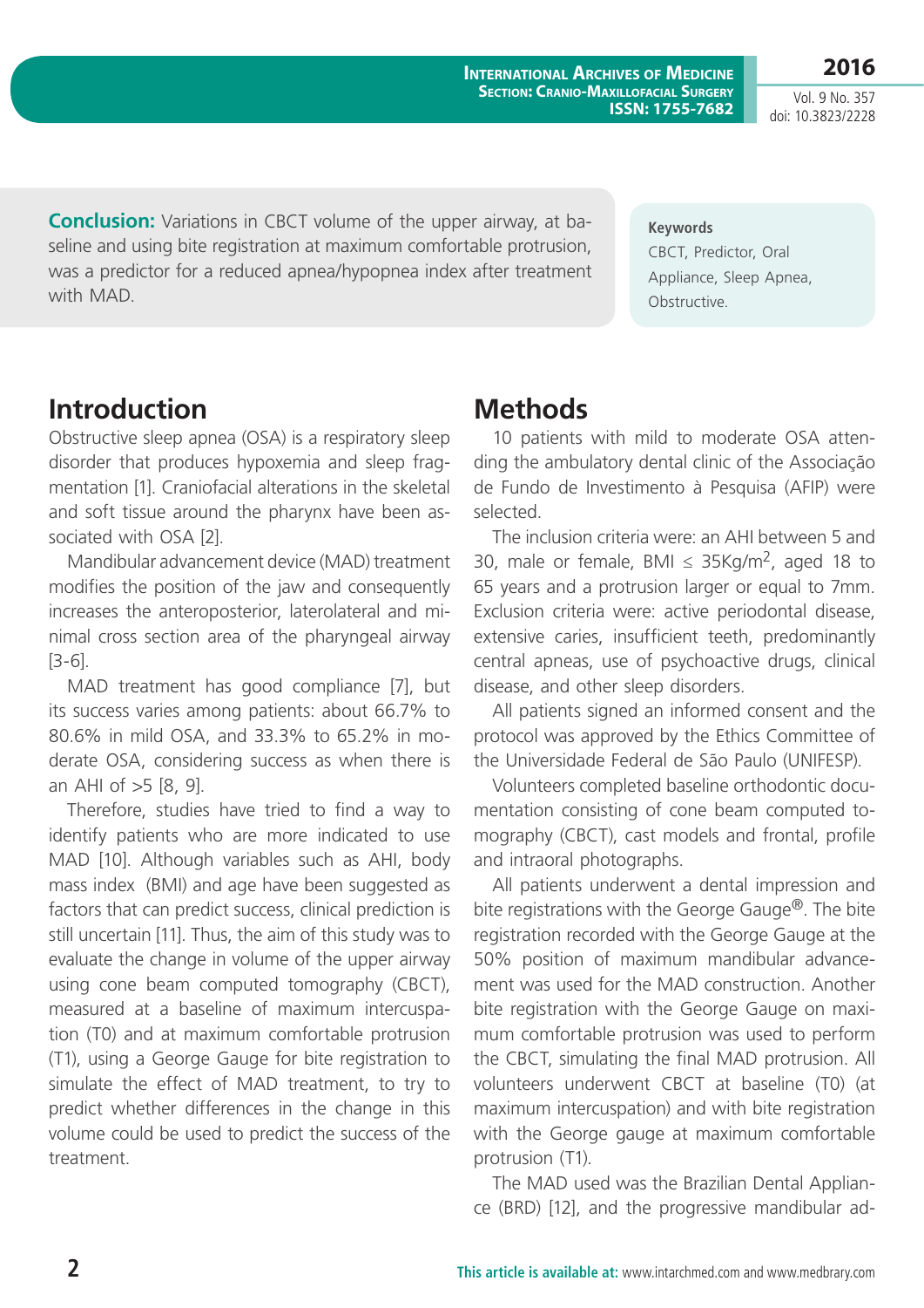**Conclusion:** Variations in CBCT volume of the upper airway, at baseline and using bite registration at maximum comfortable protrusion, was a predictor for a reduced apnea/hypopnea index after treatment with MAD.

**Keywords**

CBCT, Predictor, Oral Appliance, Sleep Apnea, Obstructive.

## Introduction

Obstructive sleep apnea (OSA) is a respiratory sleep disorder that produces hypoxemia and sleep fragmentation [1]. Craniofacial alterations in the skeletal and soft tissue around the pharynx have been associated with OSA [2].

Mandibular advancement device (MAD) treatment modifies the position of the jaw and consequently increases the anteroposterior, laterolateral and minimal cross section area of the pharyngeal airway [3-6].

MAD treatment has good compliance [7], but its success varies among patients: about 66.7% to 80.6% in mild OSA, and 33.3% to 65.2% in moderate OSA, considering success as when there is an AHI of >5 [8, 9].

Therefore, studies have tried to find a way to identify patients who are more indicated to use MAD [10]. Although variables such as AHI, body mass index (BMI) and age have been suggested as factors that can predict success, clinical prediction is still uncertain [11]. Thus, the aim of this study was to evaluate the change in volume of the upper airway using cone beam computed tomography (CBCT), measured at a baseline of maximum intercuspation (T0) and at maximum comfortable protrusion (T1), using a George Gauge for bite registration to simulate the effect of MAD treatment, to try to predict whether differences in the change in this volume could be used to predict the success of the treatment.

## Methods

10 patients with mild to moderate OSA attending the ambulatory dental clinic of the Associação de Fundo de Investimento à Pesquisa (AFIP) were selected.

The inclusion criteria were: an AHI between 5 and 30, male or female, BMI ≤ 35Kg/m$^2$, aged 18 to 65 years and a protrusion larger or equal to 7mm. Exclusion criteria were: active periodontal disease, extensive caries, insufficient teeth, predominantly central apneas, use of psychoactive drugs, clinical disease, and other sleep disorders.

All patients signed an informed consent and the protocol was approved by the Ethics Committee of the Universidade Federal de São Paulo (UNIFESP).

Volunteers completed baseline orthodontic documentation consisting of cone beam computed tomography (CBCT), cast models and frontal, profile and intraoral photographs.

All patients underwent a dental impression and bite registrations with the George Gauge®. The bite registration recorded with the George Gauge at the 50% position of maximum mandibular advancement was used for the MAD construction. Another bite registration with the George Gauge on maximum comfortable protrusion was used to perform the CBCT, simulating the final MAD protrusion. All volunteers underwent CBCT at baseline (T0) (at maximum intercuspation) and with bite registration with the George gauge at maximum comfortable protrusion (T1).

The MAD used was the Brazilian Dental Appliance (BRD) [12], and the progressive mandibular ad-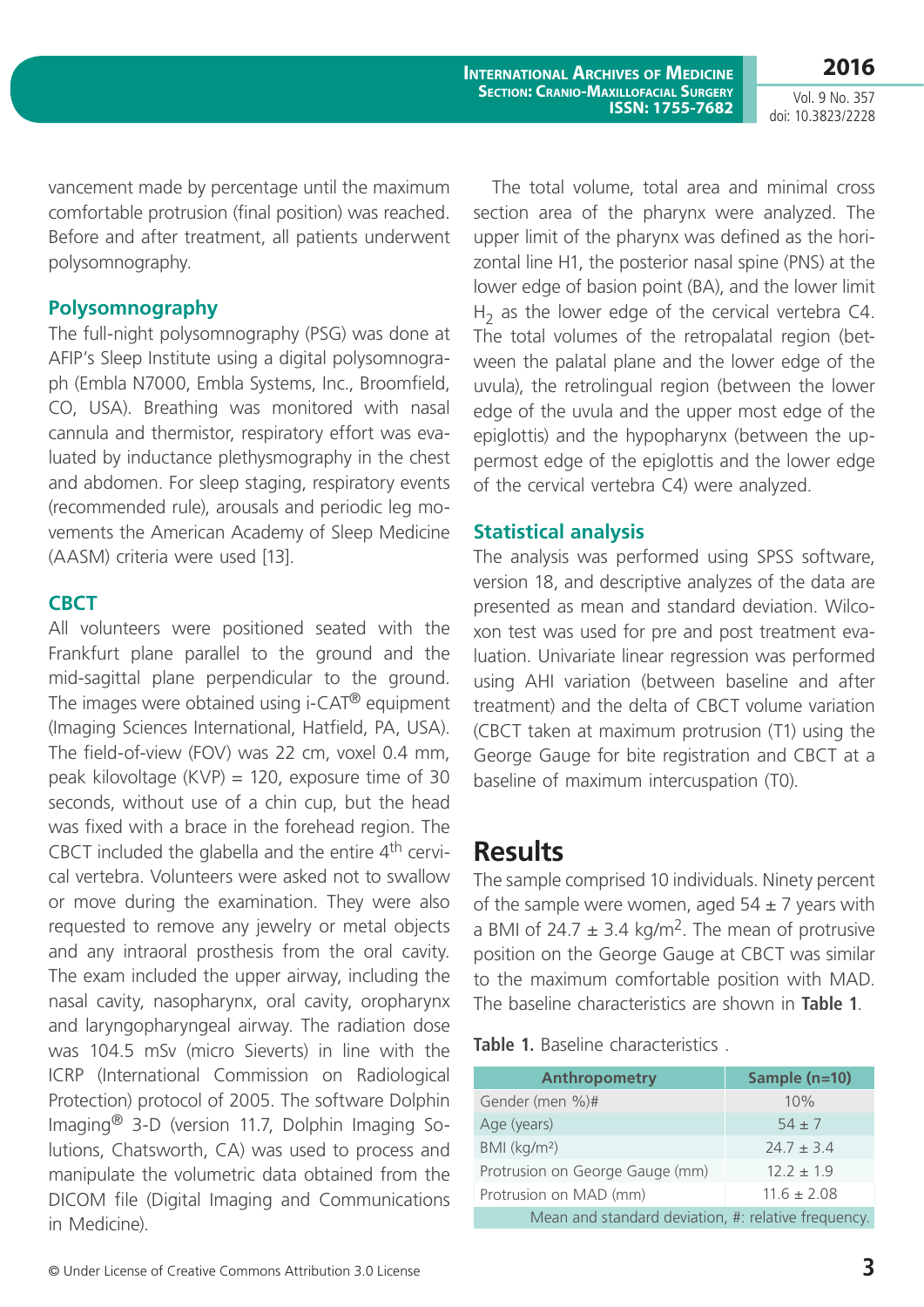vancement made by percentage until the maximum comfortable protrusion (final position) was reached. Before and after treatment, all patients underwent polysomnography.

### Polysomnography

The full-night polysomnography (PSG) was done at AFIP's Sleep Institute using a digital polysomnograph (Embla N7000, Embla Systems, Inc., Broomfield, CO, USA). Breathing was monitored with nasal cannula and thermistor, respiratory effort was evaluated by inductance plethysmography in the chest and abdomen. For sleep staging, respiratory events (recommended rule), arousals and periodic leg movements the American Academy of Sleep Medicine (AASM) criteria were used [13].

### CBCT

All volunteers were positioned seated with the Frankfurt plane parallel to the ground and the mid-sagittal plane perpendicular to the ground. The images were obtained using i-CAT® equipment (Imaging Sciences International, Hatfield, PA, USA). The field-of-view (FOV) was 22 cm, voxel 0.4 mm, peak kilovoltage (KVP) = 120, exposure time of 30 seconds, without use of a chin cup, but the head was fixed with a brace in the forehead region. The CBCT included the glabella and the entire 4th cervical vertebra. Volunteers were asked not to swallow or move during the examination. They were also requested to remove any jewelry or metal objects and any intraoral prosthesis from the oral cavity. The exam included the upper airway, including the nasal cavity, nasopharynx, oral cavity, oropharynx and laryngopharyngeal airway. The radiation dose was 104.5 mSv (micro Sieverts) in line with the ICRP (International Commission on Radiological Protection) protocol of 2005. The software Dolphin Imaging® 3-D (version 11.7, Dolphin Imaging Solutions, Chatsworth, CA) was used to process and manipulate the volumetric data obtained from the DICOM file (Digital Imaging and Communications in Medicine).

The total volume, total area and minimal cross section area of the pharynx were analyzed. The upper limit of the pharynx was defined as the horizontal line H1, the posterior nasal spine (PNS) at the lower edge of basion point (BA), and the lower limit $H_2$ as the lower edge of the cervical vertebra C4. The total volumes of the retropalatal region (between the palatal plane and the lower edge of the uvula), the retrolingual region (between the lower edge of the uvula and the upper most edge of the epiglottis) and the hypopharynx (between the uppermost edge of the epiglottis and the lower edge of the cervical vertebra C4) were analyzed.

### Statistical analysis

The analysis was performed using SPSS software, version 18, and descriptive analyzes of the data are presented as mean and standard deviation. Wilcoxon test was used for pre and post treatment evaluation. Univariate linear regression was performed using AHI variation (between baseline and after treatment) and the delta of CBCT volume variation (CBCT taken at maximum protrusion (T1) using the George Gauge for bite registration and CBCT at a baseline of maximum intercuspation (T0).

## Results

The sample comprised 10 individuals. Ninety percent of the sample were women, aged 54 ± 7 years with a BMI of 24.7 ± 3.4 kg/m$^2$. The mean of protrusive position on the George Gauge at CBCT was similar to the maximum comfortable position with MAD. The baseline characteristics are shown in **Table 1**.

**Table 1.** Baseline characteristics .

| Anthropometry | Sample (n=10) |
|---|---|
| Gender (men %)# | 10% |
| Age (years) | 54 ± 7 |
| BMI (kg/m²) | 24.7 ± 3.4 |
| Protrusion on George Gauge (mm) | 12.2 ± 1.9 |
| Protrusion on MAD (mm) | 11.6 ± 2.08 |

Mean and standard deviation, #: relative frequency.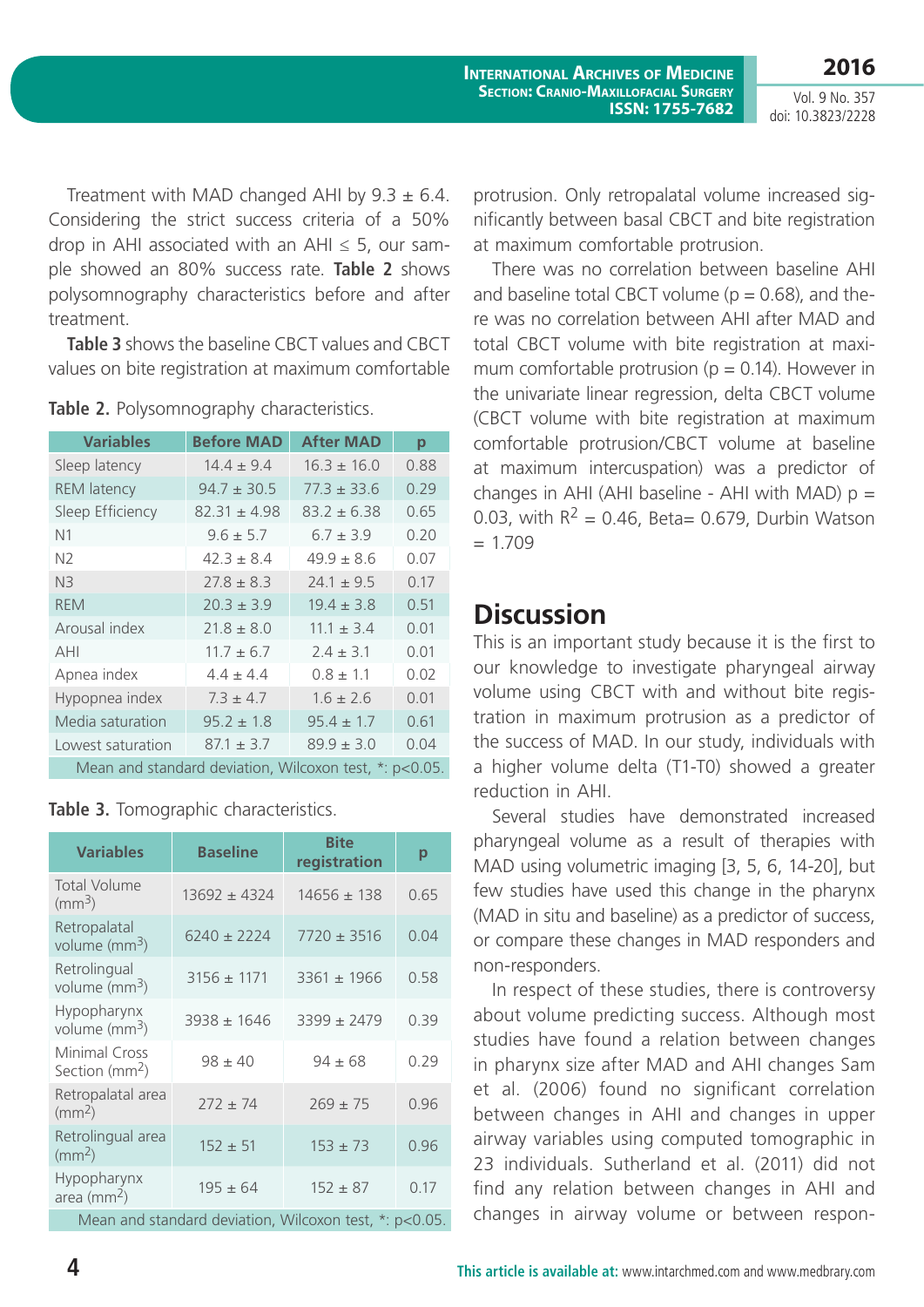Treatment with MAD changed AHI by 9.3 ± 6.4. Considering the strict success criteria of a 50% drop in AHI associated with an AHI ≤ 5, our sample showed an 80% success rate. **Table 2** shows polysomnography characteristics before and after treatment.

**Table 3** shows the baseline CBCT values and CBCT values on bite registration at maximum comfortable protrusion. Only retropalatal volume increased significantly between basal CBCT and bite registration at maximum comfortable protrusion.

**Table 2.** Polysomnography characteristics.

| Variables | Before MAD | After MAD | p |
|---|---|---|---|
| Sleep latency | 14.4 ± 9.4 | 16.3 ± 16.0 | 0.88 |
| REM latency | 94.7 ± 30.5 | 77.3 ± 33.6 | 0.29 |
| Sleep Efficiency | 82.31 ± 4.98 | 83.2 ± 6.38 | 0.65 |
| N1 | 9.6 ± 5.7 | 6.7 ± 3.9 | 0.20 |
| N2 | 42.3 ± 8.4 | 49.9 ± 8.6 | 0.07 |
| N3 | 27.8 ± 8.3 | 24.1 ± 9.5 | 0.17 |
| REM | 20.3 ± 3.9 | 19.4 ± 3.8 | 0.51 |
| Arousal index | 21.8 ± 8.0 | 11.1 ± 3.4 | 0.01 |
| AHI | 11.7 ± 6.7 | 2.4 ± 3.1 | 0.01 |
| Apnea index | 4.4 ± 4.4 | 0.8 ± 1.1 | 0.02 |
| Hypopnea index | 7.3 ± 4.7 | 1.6 ± 2.6 | 0.01 |
| Media saturation | 95.2 ± 1.8 | 95.4 ± 1.7 | 0.61 |
| Lowest saturation | 87.1 ± 3.7 | 89.9 ± 3.0 | 0.04 |

Mean and standard deviation, Wilcoxon test, *: p<0.05.

**Table 3.** Tomographic characteristics.

| Variables | Baseline | Bite registration | p |
|---|---|---|---|
| Total Volume ($mm^3$) | 13692 ± 4324 | 14656 ± 138 | 0.65 |
| Retropalatal volume ($mm^3$) | 6240 ± 2224 | 7720 ± 3516 | 0.04 |
| Retrolingual volume ($mm^3$) | 3156 ± 1171 | 3361 ± 1966 | 0.58 |
| Hypopharynx volume ($mm^3$) | 3938 ± 1646 | 3399 ± 2479 | 0.39 |
| Minimal Cross Section ($mm^2$) | 98 ± 40 | 94 ± 68 | 0.29 |
| Retropalatal area ($mm^2$) | 272 ± 74 | 269 ± 75 | 0.96 |
| Retrolingual area ($mm^2$) | 152 ± 51 | 153 ± 73 | 0.96 |
| Hypopharynx area ($mm^2$) | 195 ± 64 | 152 ± 87 | 0.17 |

Mean and standard deviation, Wilcoxon test, *: p<0.05.

There was no correlation between baseline AHI and baseline total CBCT volume (p = 0.68), and there was no correlation between AHI after MAD and total CBCT volume with bite registration at maximum comfortable protrusion (p = 0.14). However in the univariate linear regression, delta CBCT volume (CBCT volume with bite registration at maximum comfortable protrusion/CBCT volume at baseline at maximum intercuspation) was a predictor of changes in AHI (AHI baseline - AHI with MAD) p = 0.03, with $R^2$ = 0.46, Beta= 0.679, Durbin Watson = 1.709

## Discussion

This is an important study because it is the first to our knowledge to investigate pharyngeal airway volume using CBCT with and without bite registration in maximum protrusion as a predictor of the success of MAD. In our study, individuals with a higher volume delta (T1-T0) showed a greater reduction in AHI.

Several studies have demonstrated increased pharyngeal volume as a result of therapies with MAD using volumetric imaging [3, 5, 6, 14-20], but few studies have used this change in the pharynx (MAD in situ and baseline) as a predictor of success, or compare these changes in MAD responders and non-responders.

In respect of these studies, there is controversy about volume predicting success. Although most studies have found a relation between changes in pharynx size after MAD and AHI changes Sam et al. (2006) found no significant correlation between changes in AHI and changes in upper airway variables using computed tomographic in 23 individuals. Sutherland et al. (2011) did not find any relation between changes in AHI and changes in airway volume or between respon-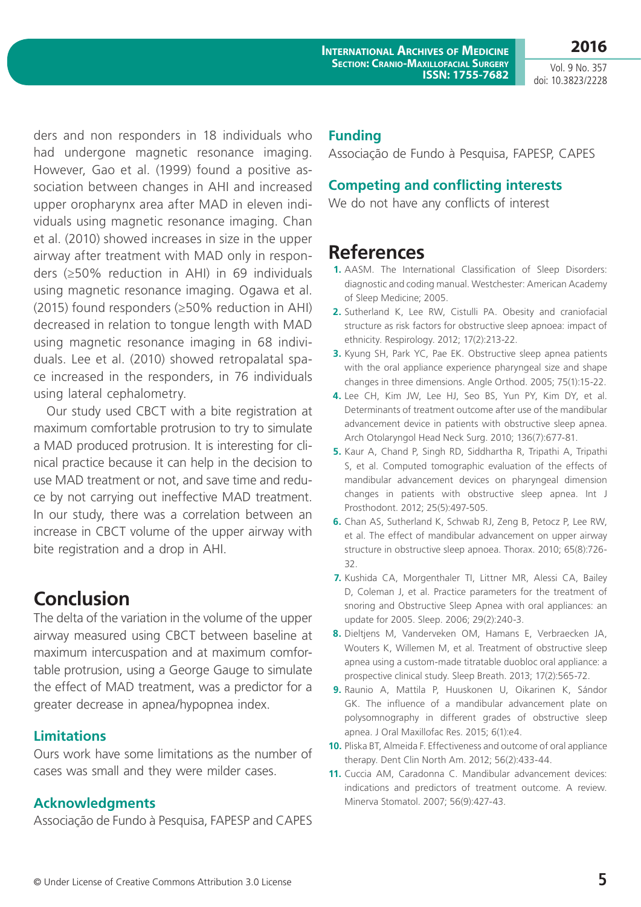ders and non responders in 18 individuals who had undergone magnetic resonance imaging. However, Gao et al. (1999) found a positive association between changes in AHI and increased upper oropharynx area after MAD in eleven individuals using magnetic resonance imaging. Chan et al. (2010) showed increases in size in the upper airway after treatment with MAD only in responders (≥50% reduction in AHI) in 69 individuals using magnetic resonance imaging. Ogawa et al. (2015) found responders (≥50% reduction in AHI) decreased in relation to tongue length with MAD using magnetic resonance imaging in 68 individuals. Lee et al. (2010) showed retropalatal space increased in the responders, in 76 individuals using lateral cephalometry.

Our study used CBCT with a bite registration at maximum comfortable protrusion to try to simulate a MAD produced protrusion. It is interesting for clinical practice because it can help in the decision to use MAD treatment or not, and save time and reduce by not carrying out ineffective MAD treatment. In our study, there was a correlation between an increase in CBCT volume of the upper airway with bite registration and a drop in AHI.

# Conclusion

The delta of the variation in the volume of the upper airway measured using CBCT between baseline at maximum intercuspation and at maximum comfortable protrusion, using a George Gauge to simulate the effect of MAD treatment, was a predictor for a greater decrease in apnea/hypopnea index.

## Limitations

Ours work have some limitations as the number of cases was small and they were milder cases.

## Acknowledgments

Associação de Fundo à Pesquisa, FAPESP and CAPES

## Funding

Associação de Fundo à Pesquisa, FAPESP, CAPES

## Competing and conflicting interests

We do not have any conflicts of interest

# References

1. AASM. The International Classification of Sleep Disorders: diagnostic and coding manual. Westchester: American Academy of Sleep Medicine; 2005.
2. Sutherland K, Lee RW, Cistulli PA. Obesity and craniofacial structure as risk factors for obstructive sleep apnoea: impact of ethnicity. Respirology. 2012; 17(2):213-22.
3. Kyung SH, Park YC, Pae EK. Obstructive sleep apnea patients with the oral appliance experience pharyngeal size and shape changes in three dimensions. Angle Orthod. 2005; 75(1):15-22.
4. Lee CH, Kim JW, Lee HJ, Seo BS, Yun PY, Kim DY, et al. Determinants of treatment outcome after use of the mandibular advancement device in patients with obstructive sleep apnea. Arch Otolaryngol Head Neck Surg. 2010; 136(7):677-81.
5. Kaur A, Chand P, Singh RD, Siddhartha R, Tripathi A, Tripathi S, et al. Computed tomographic evaluation of the effects of mandibular advancement devices on pharyngeal dimension changes in patients with obstructive sleep apnea. Int J Prosthodont. 2012; 25(5):497-505.
6. Chan AS, Sutherland K, Schwab RJ, Zeng B, Petocz P, Lee RW, et al. The effect of mandibular advancement on upper airway structure in obstructive sleep apnoea. Thorax. 2010; 65(8):726-32.
7. Kushida CA, Morgenthaler TI, Littner MR, Alessi CA, Bailey D, Coleman J, et al. Practice parameters for the treatment of snoring and Obstructive Sleep Apnea with oral appliances: an update for 2005. Sleep. 2006; 29(2):240-3.
8. Dieltjens M, Vanderveken OM, Hamans E, Verbraecken JA, Wouters K, Willemen M, et al. Treatment of obstructive sleep apnea using a custom-made titratable duobloc oral appliance: a prospective clinical study. Sleep Breath. 2013; 17(2):565-72.
9. Raunio A, Mattila P, Huuskonen U, Oikarinen K, Sándor GK. The influence of a mandibular advancement plate on polysomnography in different grades of obstructive sleep apnea. J Oral Maxillofac Res. 2015; 6(1):e4.
10. Pliska BT, Almeida F. Effectiveness and outcome of oral appliance therapy. Dent Clin North Am. 2012; 56(2):433-44.
11. Cuccia AM, Caradonna C. Mandibular advancement devices: indications and predictors of treatment outcome. A review. Minerva Stomatol. 2007; 56(9):427-43.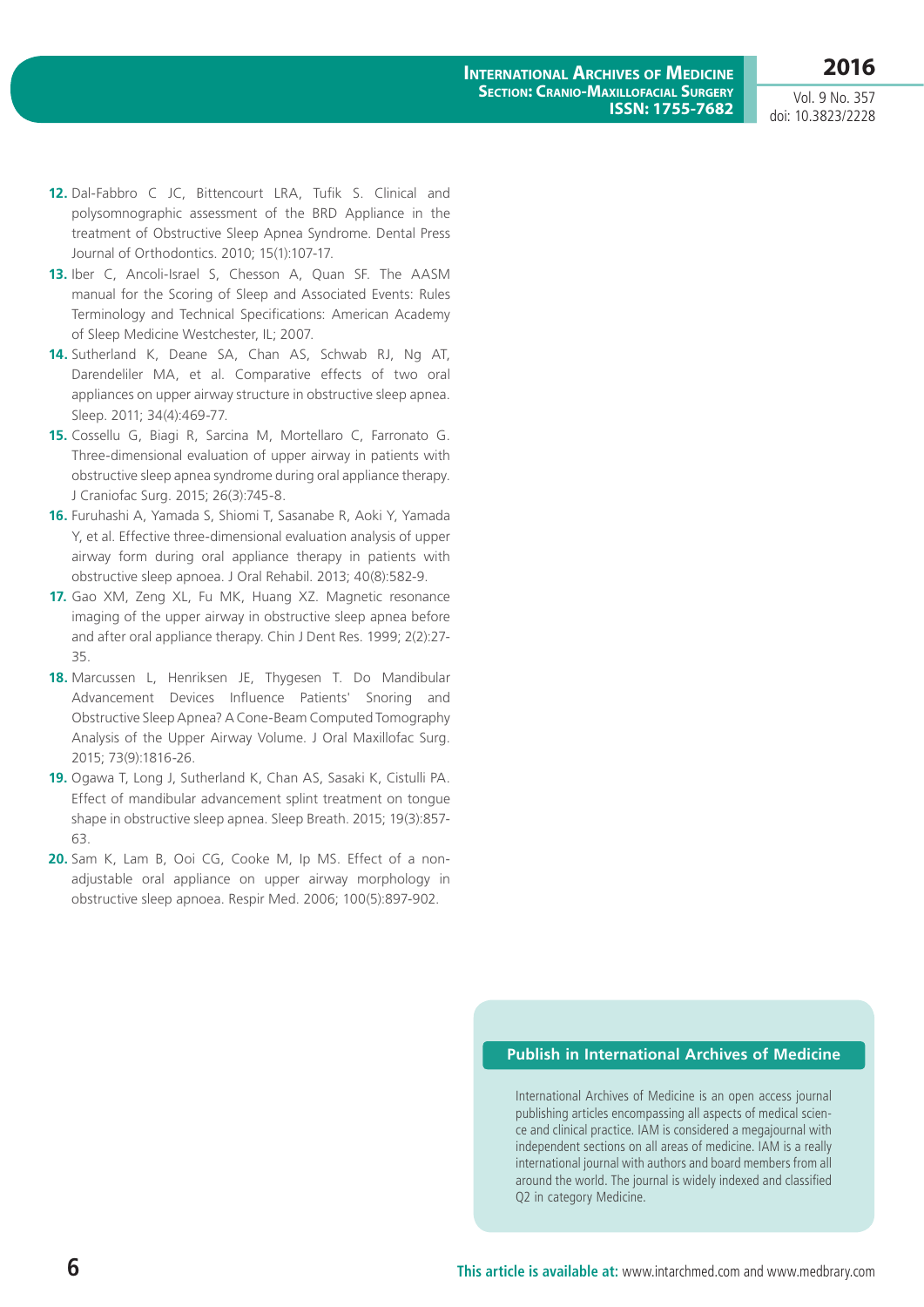12. Dal-Fabbro C JC, Bittencourt LRA, Tufik S. Clinical and polysomnographic assessment of the BRD Appliance in the treatment of Obstructive Sleep Apnea Syndrome. Dental Press Journal of Orthodontics. 2010; 15(1):107-17.
13. Iber C, Ancoli-Israel S, Chesson A, Quan SF. The AASM manual for the Scoring of Sleep and Associated Events: Rules Terminology and Technical Specifications: American Academy of Sleep Medicine Westchester, IL; 2007.
14. Sutherland K, Deane SA, Chan AS, Schwab RJ, Ng AT, Darendeliler MA, et al. Comparative effects of two oral appliances on upper airway structure in obstructive sleep apnea. Sleep. 2011; 34(4):469-77.
15. Cossellu G, Biagi R, Sarcina M, Mortellaro C, Farronato G. Three-dimensional evaluation of upper airway in patients with obstructive sleep apnea syndrome during oral appliance therapy. J Craniofac Surg. 2015; 26(3):745-8.
16. Furuhashi A, Yamada S, Shiomi T, Sasanabe R, Aoki Y, Yamada Y, et al. Effective three-dimensional evaluation analysis of upper airway form during oral appliance therapy in patients with obstructive sleep apnoea. J Oral Rehabil. 2013; 40(8):582-9.
17. Gao XM, Zeng XL, Fu MK, Huang XZ. Magnetic resonance imaging of the upper airway in obstructive sleep apnea before and after oral appliance therapy. Chin J Dent Res. 1999; 2(2):27-35.
18. Marcussen L, Henriksen JE, Thygesen T. Do Mandibular Advancement Devices Influence Patients' Snoring and Obstructive Sleep Apnea? A Cone-Beam Computed Tomography Analysis of the Upper Airway Volume. J Oral Maxillofac Surg. 2015; 73(9):1816-26.
19. Ogawa T, Long J, Sutherland K, Chan AS, Sasaki K, Cistulli PA. Effect of mandibular advancement splint treatment on tongue shape in obstructive sleep apnea. Sleep Breath. 2015; 19(3):857-63.
20. Sam K, Lam B, Ooi CG, Cooke M, Ip MS. Effect of a non-adjustable oral appliance on upper airway morphology in obstructive sleep apnoea. Respir Med. 2006; 100(5):897-902.

**Publish in International Archives of Medicine**

International Archives of Medicine is an open access journal publishing articles encompassing all aspects of medical science and clinical practice. IAM is considered a megajournal with independent sections on all areas of medicine. IAM is a really international journal with authors and board members from all around the world. The journal is widely indexed and classified Q2 in category Medicine.